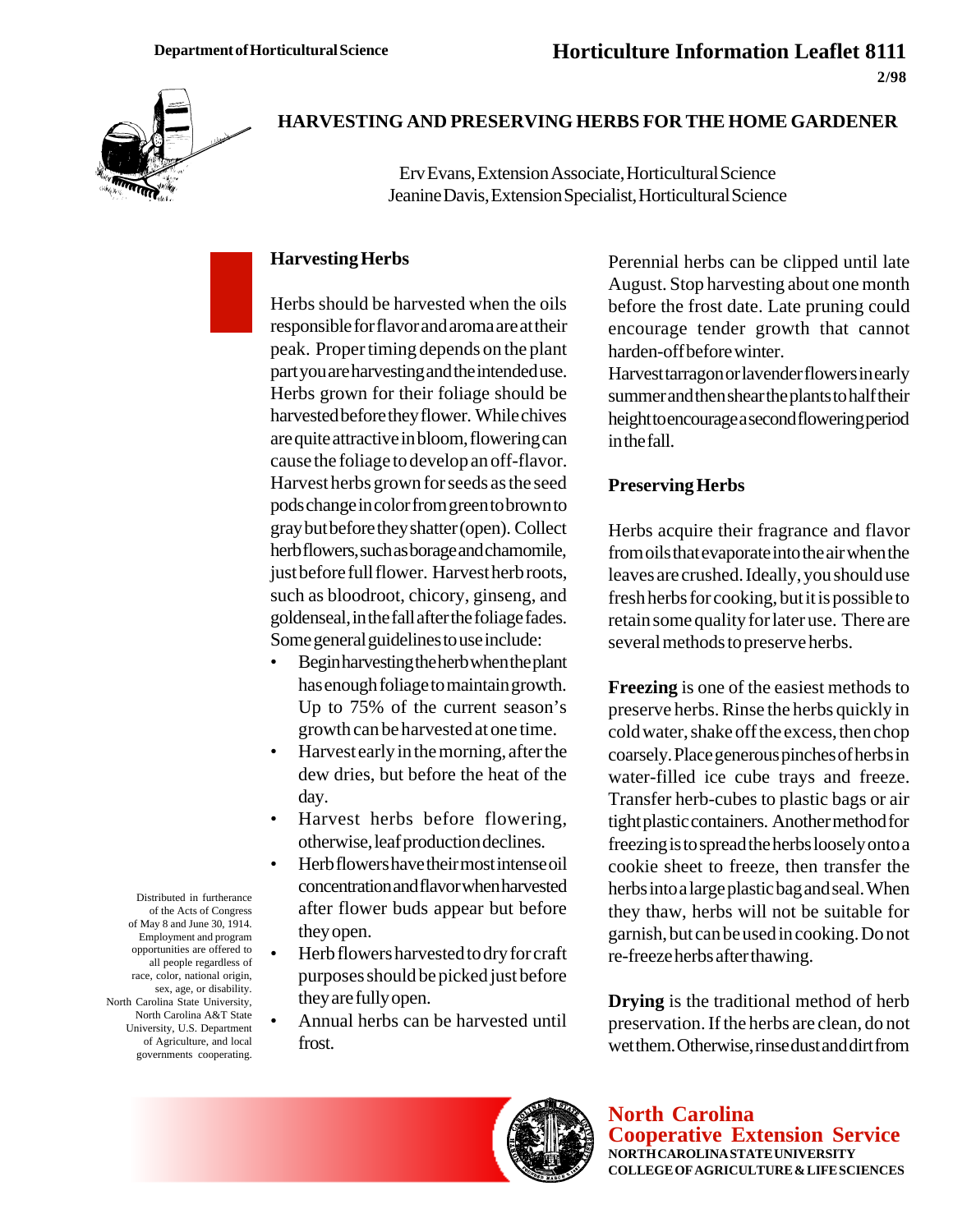Department of Horticultural Science

# Horticulture Information Leaflet 8111

2/98

## HARVESTING AND PRESERVING HERBS FOR THE HOME GARDENER

Erv Evans, Extension Associate, Horticultural Science
Jeanine Davis, Extension Specialist, Horticultural Science

### Harvesting Herbs

Herbs should be harvested when the oils responsible for flavor and aroma are at their peak. Proper timing depends on the plant part you are harvesting and the intended use. Herbs grown for their foliage should be harvested before they flower. While chives are quite attractive in bloom, flowering can cause the foliage to develop an off-flavor. Harvest herbs grown for seeds as the seed pods change in color from green to brown to gray but before they shatter (open). Collect herb flowers, such as borage and chamomile, just before full flower. Harvest herb roots, such as bloodroot, chicory, ginseng, and goldenseal, in the fall after the foliage fades. Some general guidelines to use include:

- Begin harvesting the herb when the plant has enough foliage to maintain growth. Up to 75% of the current season's growth can be harvested at one time.
- Harvest early in the morning, after the dew dries, but before the heat of the day.
- Harvest herbs before flowering, otherwise, leaf production declines.
- Herb flowers have their most intense oil concentration and flavor when harvested after flower buds appear but before they open.
- Herb flowers harvested to dry for craft purposes should be picked just before they are fully open.
- Annual herbs can be harvested until frost.

Perennial herbs can be clipped until late August. Stop harvesting about one month before the frost date. Late pruning could encourage tender growth that cannot harden-off before winter.

Harvest tarragon or lavender flowers in early summer and then shear the plants to half their height to encourage a second flowering period in the fall.

### Preserving Herbs

Herbs acquire their fragrance and flavor from oils that evaporate into the air when the leaves are crushed. Ideally, you should use fresh herbs for cooking, but it is possible to retain some quality for later use. There are several methods to preserve herbs.

**Freezing** is one of the easiest methods to preserve herbs. Rinse the herbs quickly in cold water, shake off the excess, then chop coarsely. Place generous pinches of herbs in water-filled ice cube trays and freeze. Transfer herb-cubes to plastic bags or air tight plastic containers. Another method for freezing is to spread the herbs loosely onto a cookie sheet to freeze, then transfer the herbs into a large plastic bag and seal. When they thaw, herbs will not be suitable for garnish, but can be used in cooking. Do not re-freeze herbs after thawing.

**Drying** is the traditional method of herb preservation. If the herbs are clean, do not wet them. Otherwise, rinse dust and dirt from

Distributed in furtherance of the Acts of Congress of May 8 and June 30, 1914. Employment and program opportunities are offered to all people regardless of race, color, national origin, sex, age, or disability. North Carolina State University, North Carolina A&T State University, U.S. Department of Agriculture, and local governments cooperating.

North Carolina Cooperative Extension Service
NORTH CAROLINA STATE UNIVERSITY
COLLEGE OF AGRICULTURE & LIFE SCIENCES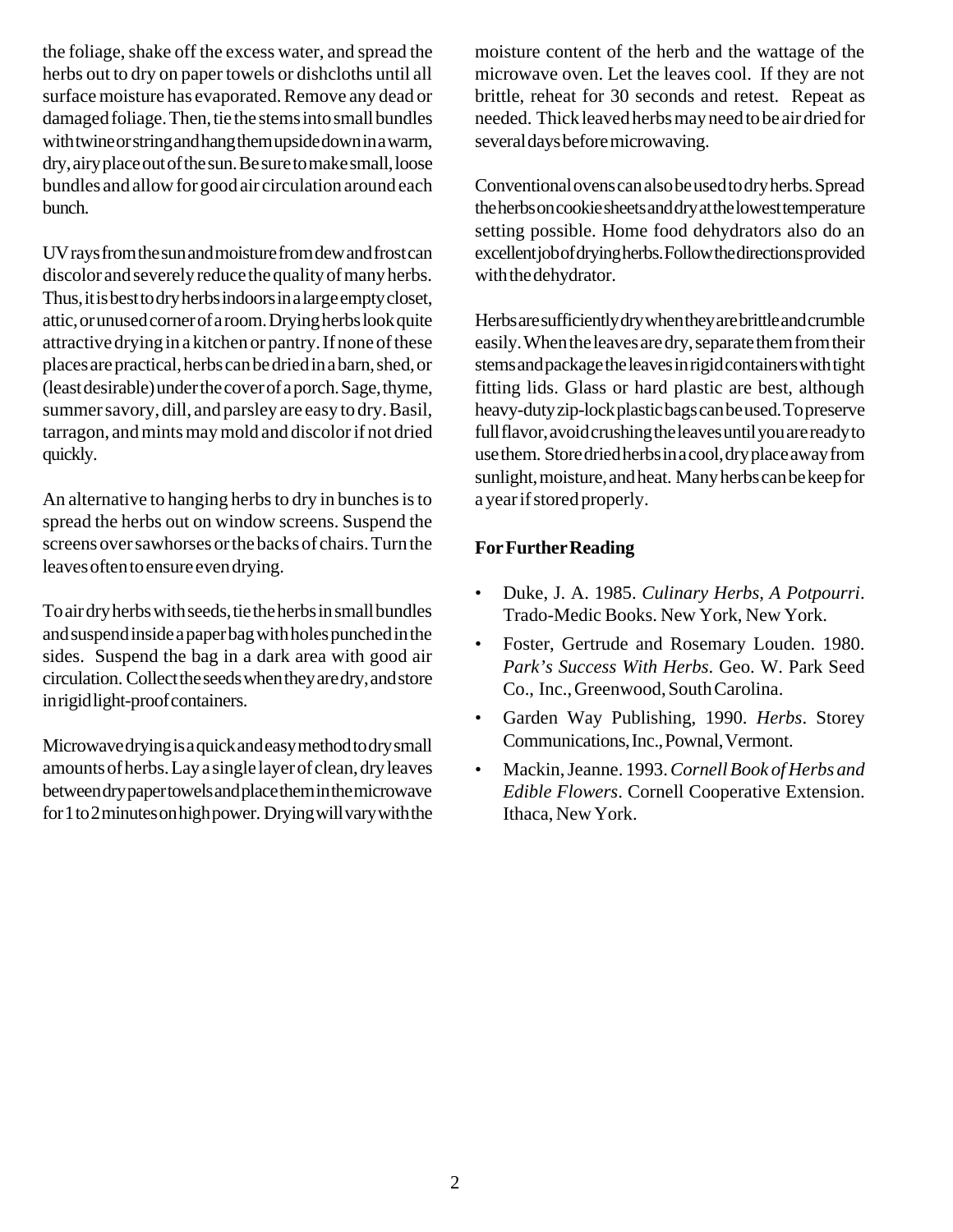the foliage, shake off the excess water, and spread the herbs out to dry on paper towels or dishcloths until all surface moisture has evaporated. Remove any dead or damaged foliage. Then, tie the stems into small bundles with twine or string and hang them upside down in a warm, dry, airy place out of the sun. Be sure to make small, loose bundles and allow for good air circulation around each bunch.

UV rays from the sun and moisture from dew and frost can discolor and severely reduce the quality of many herbs. Thus, it is best to dry herbs indoors in a large empty closet, attic, or unused corner of a room. Drying herbs look quite attractive drying in a kitchen or pantry. If none of these places are practical, herbs can be dried in a barn, shed, or (least desirable) under the cover of a porch. Sage, thyme, summer savory, dill, and parsley are easy to dry. Basil, tarragon, and mints may mold and discolor if not dried quickly.

An alternative to hanging herbs to dry in bunches is to spread the herbs out on window screens. Suspend the screens over sawhorses or the backs of chairs. Turn the leaves often to ensure even drying.

To air dry herbs with seeds, tie the herbs in small bundles and suspend inside a paper bag with holes punched in the sides. Suspend the bag in a dark area with good air circulation. Collect the seeds when they are dry, and store in rigid light-proof containers.

Microwave drying is a quick and easy method to dry small amounts of herbs. Lay a single layer of clean, dry leaves between dry paper towels and place them in the microwave for 1 to 2 minutes on high power. Drying will vary with the moisture content of the herb and the wattage of the microwave oven. Let the leaves cool. If they are not brittle, reheat for 30 seconds and retest. Repeat as needed. Thick leaved herbs may need to be air dried for several days before microwaving.

Conventional ovens can also be used to dry herbs. Spread the herbs on cookie sheets and dry at the lowest temperature setting possible. Home food dehydrators also do an excellent job of drying herbs. Follow the directions provided with the dehydrator.

Herbs are sufficiently dry when they are brittle and crumble easily. When the leaves are dry, separate them from their stems and package the leaves in rigid containers with tight fitting lids. Glass or hard plastic are best, although heavy-duty zip-lock plastic bags can be used. To preserve full flavor, avoid crushing the leaves until you are ready to use them. Store dried herbs in a cool, dry place away from sunlight, moisture, and heat. Many herbs can be keep for a year if stored properly.

**For Further Reading**

- Duke, J. A. 1985. *Culinary Herbs, A Potpourri*. Trado-Medic Books. New York, New York.
- Foster, Gertrude and Rosemary Louden. 1980. *Park's Success With Herbs*. Geo. W. Park Seed Co., Inc., Greenwood, South Carolina.
- Garden Way Publishing, 1990. *Herbs*. Storey Communications, Inc., Pownal, Vermont.
- Mackin, Jeanne. 1993. *Cornell Book of Herbs and Edible Flowers*. Cornell Cooperative Extension. Ithaca, New York.